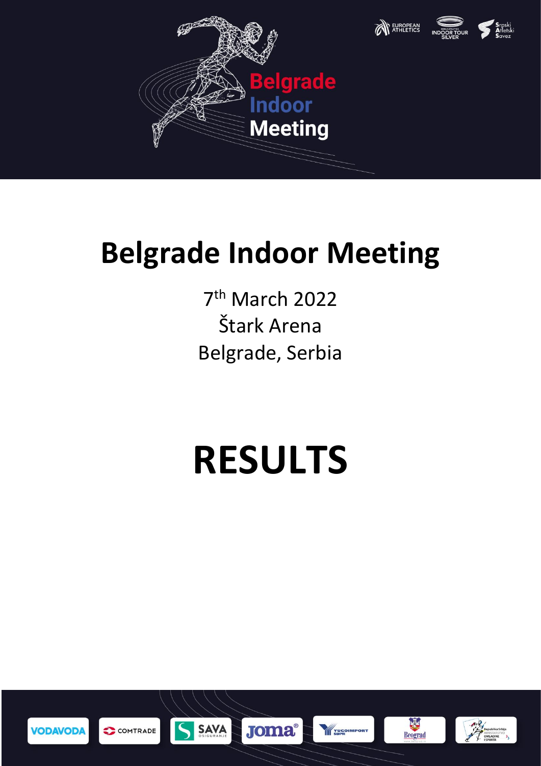# Belgrade Indoor Meeting

7th March 2022
Štark Arena
Belgrade, Serbia

# RESULTS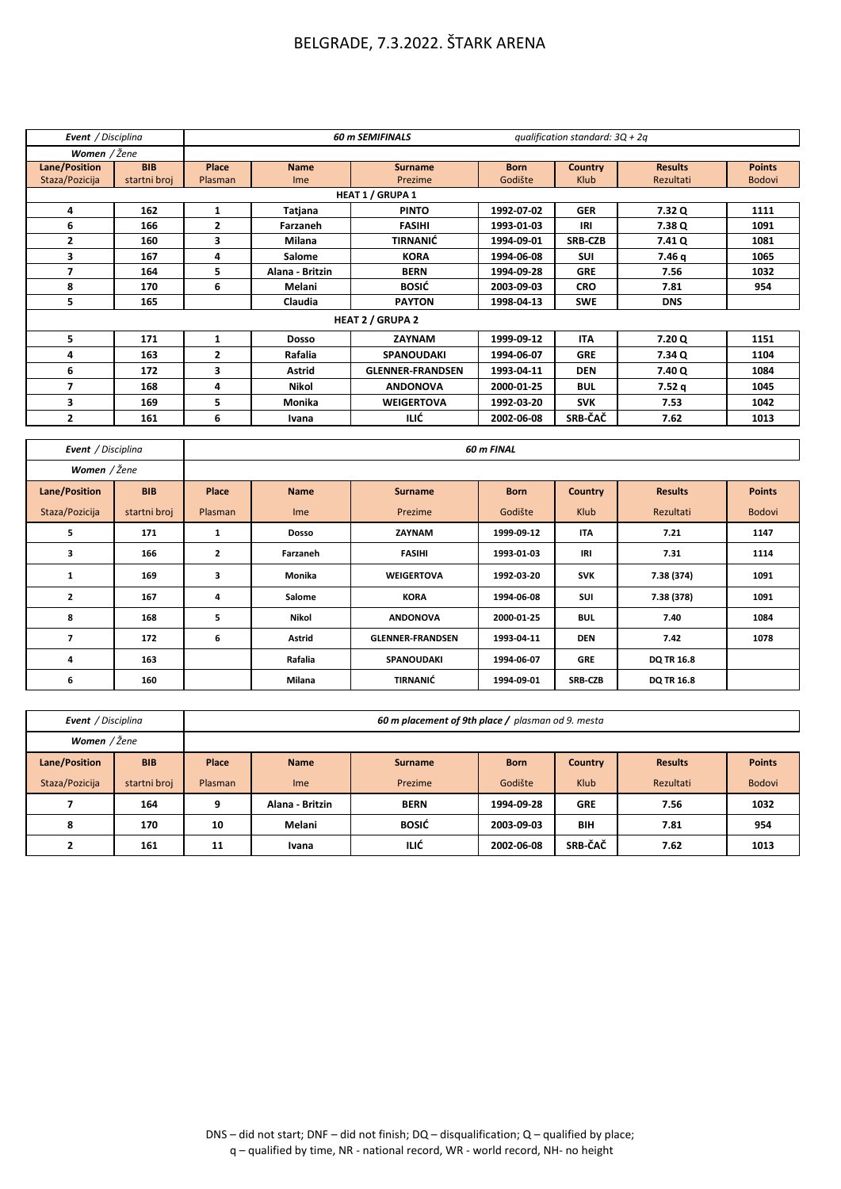# BELGRADE, 7.3.2022. ŠTARK ARENA

| ***Event** / Disciplina* | | ***60 m SEMIFINALS*** | | | | *qualification standard: 3Q + 2q* | | |
|---|---|---|---|---|---|---|---|---|
| ***Women** / Žene* | | | | | | | | |
| **Lane/Position** Staza/Pozicija | **BIB** startni broj | **Place** Plasman | **Name** Ime | **Surname** Prezime | **Born** Godište | **Country** Klub | **Results** Rezultati | **Points** Bodovi |
| | | | | **HEAT 1 / GRUPA 1** | | | | |
| **4** | **162** | **1** | **Tatjana** | **PINTO** | **1992-07-02** | **GER** | **7.32 Q** | **1111** |
| **6** | **166** | **2** | **Farzaneh** | **FASIHI** | **1993-01-03** | **IRI** | **7.38 Q** | **1091** |
| **2** | **160** | **3** | **Milana** | **TIRNANIĆ** | **1994-09-01** | **SRB-CZB** | **7.41 Q** | **1081** |
| **3** | **167** | **4** | **Salome** | **KORA** | **1994-06-08** | **SUI** | **7.46 q** | **1065** |
| **7** | **164** | **5** | **Alana - Britzin** | **BERN** | **1994-09-28** | **GRE** | **7.56** | **1032** |
| **8** | **170** | **6** | **Melani** | **BOSIĆ** | **2003-09-03** | **CRO** | **7.81** | **954** |
| **5** | **165** | | **Claudia** | **PAYTON** | **1998-04-13** | **SWE** | **DNS** | |
| | | | | **HEAT 2 / GRUPA 2** | | | | |
| **5** | **171** | **1** | **Dosso** | **ZAYNAM** | **1999-09-12** | **ITA** | **7.20 Q** | **1151** |
| **4** | **163** | **2** | **Rafalia** | **SPANOUDAKI** | **1994-06-07** | **GRE** | **7.34 Q** | **1104** |
| **6** | **172** | **3** | **Astrid** | **GLENNER-FRANDSEN** | **1993-04-11** | **DEN** | **7.40 Q** | **1084** |
| **7** | **168** | **4** | **Nikol** | **ANDONOVA** | **2000-01-25** | **BUL** | **7.52 q** | **1045** |
| **3** | **169** | **5** | **Monika** | **WEIGERTOVA** | **1992-03-20** | **SVK** | **7.53** | **1042** |
| **2** | **161** | **6** | **Ivana** | **ILIĆ** | **2002-06-08** | **SRB-ČAČ** | **7.62** | **1013** |

| ***Event** / Disciplina* | | ***60 m FINAL*** | | | | | | |
|---|---|---|---|---|---|---|---|---|
| ***Women** / Žene* | | | | | | | | |
| **Lane/Position** Staza/Pozicija | **BIB** startni broj | **Place** Plasman | **Name** Ime | **Surname** Prezime | **Born** Godište | **Country** Klub | **Results** Rezultati | **Points** Bodovi |
| **5** | **171** | **1** | **Dosso** | **ZAYNAM** | **1999-09-12** | **ITA** | **7.21** | **1147** |
| **3** | **166** | **2** | **Farzaneh** | **FASIHI** | **1993-01-03** | **IRI** | **7.31** | **1114** |
| **1** | **169** | **3** | **Monika** | **WEIGERTOVA** | **1992-03-20** | **SVK** | **7.38 (374)** | **1091** |
| **2** | **167** | **4** | **Salome** | **KORA** | **1994-06-08** | **SUI** | **7.38 (378)** | **1091** |
| **8** | **168** | **5** | **Nikol** | **ANDONOVA** | **2000-01-25** | **BUL** | **7.40** | **1084** |
| **7** | **172** | **6** | **Astrid** | **GLENNER-FRANDSEN** | **1993-04-11** | **DEN** | **7.42** | **1078** |
| **4** | **163** | | **Rafalia** | **SPANOUDAKI** | **1994-06-07** | **GRE** | **DQ TR 16.8** | |
| **6** | **160** | | **Milana** | **TIRNANIĆ** | **1994-09-01** | **SRB-CZB** | **DQ TR 16.8** | |

| ***Event** / Disciplina* | | ***60 m placement of 9th place /** plasman od 9. mesta* | | | | | | |
|---|---|---|---|---|---|---|---|---|
| ***Women** / Žene* | | | | | | | | |
| **Lane/Position** Staza/Pozicija | **BIB** startni broj | **Place** Plasman | **Name** Ime | **Surname** Prezime | **Born** Godište | **Country** Klub | **Results** Rezultati | **Points** Bodovi |
| **7** | **164** | **9** | **Alana - Britzin** | **BERN** | **1994-09-28** | **GRE** | **7.56** | **1032** |
| **8** | **170** | **10** | **Melani** | **BOSIĆ** | **2003-09-03** | **BIH** | **7.81** | **954** |
| **2** | **161** | **11** | **Ivana** | **ILIĆ** | **2002-06-08** | **SRB-ČAČ** | **7.62** | **1013** |

DNS – did not start; DNF – did not finish; DQ – disqualification; Q – qualified by place; q – qualified by time, NR - national record, WR - world record, NH- no height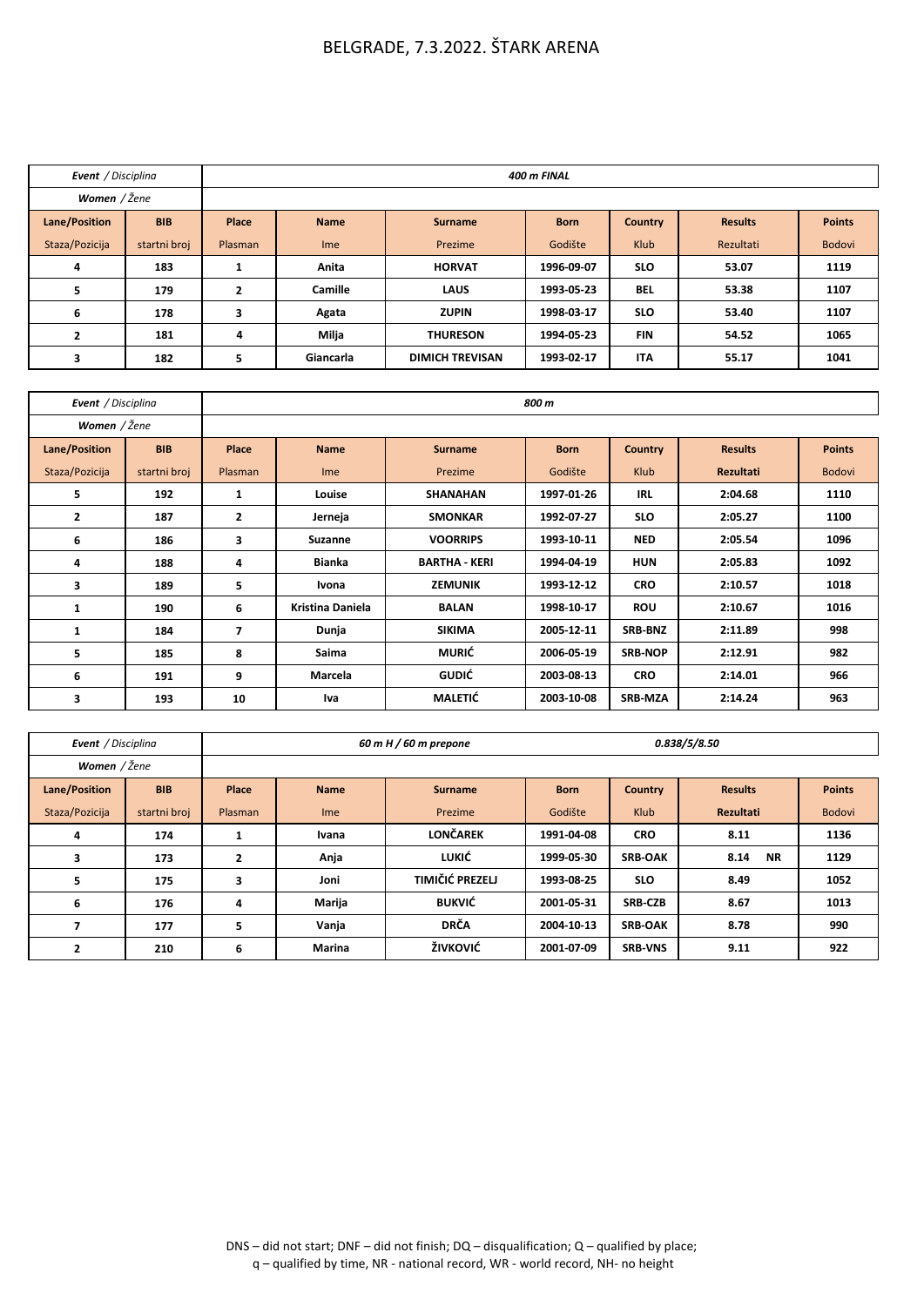# BELGRADE, 7.3.2022. ŠTARK ARENA

| ***Event** / Disciplina* | | *400 m FINAL* | | | | | | |
|---|---|---|---|---|---|---|---|---|
| ***Women** / Žene* | | | | | | | | |
| **Lane/Position** | **BIB** | **Place** | **Name** | **Surname** | **Born** | **Country** | **Results** | **Points** |
| Staza/Pozicija | startni broj | Plasman | Ime | Prezime | Godište | Klub | Rezultati | Bodovi |
| **4** | **183** | **1** | **Anita** | **HORVAT** | **1996-09-07** | **SLO** | **53.07** | **1119** |
| **5** | **179** | **2** | **Camille** | **LAUS** | **1993-05-23** | **BEL** | **53.38** | **1107** |
| **6** | **178** | **3** | **Agata** | **ZUPIN** | **1998-03-17** | **SLO** | **53.40** | **1107** |
| **2** | **181** | **4** | **Milja** | **THURESON** | **1994-05-23** | **FIN** | **54.52** | **1065** |
| **3** | **182** | **5** | **Giancarla** | **DIMICH TREVISAN** | **1993-02-17** | **ITA** | **55.17** | **1041** |

| ***Event** / Disciplina* | | *800 m* | | | | | | |
|---|---|---|---|---|---|---|---|---|
| ***Women** / Žene* | | | | | | | | |
| **Lane/Position** | **BIB** | **Place** | **Name** | **Surname** | **Born** | **Country** | **Results** | **Points** |
| Staza/Pozicija | startni broj | Plasman | Ime | Prezime | Godište | Klub | **Rezultati** | Bodovi |
| **5** | **192** | **1** | **Louise** | **SHANAHAN** | **1997-01-26** | **IRL** | **2:04.68** | **1110** |
| **2** | **187** | **2** | **Jerneja** | **SMONKAR** | **1992-07-27** | **SLO** | **2:05.27** | **1100** |
| **6** | **186** | **3** | **Suzanne** | **VOORRIPS** | **1993-10-11** | **NED** | **2:05.54** | **1096** |
| **4** | **188** | **4** | **Bianka** | **BARTHA - KERI** | **1994-04-19** | **HUN** | **2:05.83** | **1092** |
| **3** | **189** | **5** | **Ivona** | **ZEMUNIK** | **1993-12-12** | **CRO** | **2:10.57** | **1018** |
| **1** | **190** | **6** | **Kristina Daniela** | **BALAN** | **1998-10-17** | **ROU** | **2:10.67** | **1016** |
| **1** | **184** | **7** | **Dunja** | **SIKIMA** | **2005-12-11** | **SRB-BNZ** | **2:11.89** | **998** |
| **5** | **185** | **8** | **Saima** | **MURIĆ** | **2006-05-19** | **SRB-NOP** | **2:12.91** | **982** |
| **6** | **191** | **9** | **Marcela** | **GUDIĆ** | **2003-08-13** | **CRO** | **2:14.01** | **966** |
| **3** | **193** | **10** | **Iva** | **MALETIĆ** | **2003-10-08** | **SRB-MZA** | **2:14.24** | **963** |

| ***Event** / Disciplina* | | *60 m H / 60 m prepone* | | | | | *0.838/5/8.50* | |
|---|---|---|---|---|---|---|---|---|
| ***Women** / Žene* | | | | | | | | |
| **Lane/Position** | **BIB** | **Place** | **Name** | **Surname** | **Born** | **Country** | **Results** | **Points** |
| Staza/Pozicija | startni broj | Plasman | Ime | Prezime | Godište | Klub | **Rezultati** | Bodovi |
| **4** | **174** | **1** | **Ivana** | **LONČAREK** | **1991-04-08** | **CRO** | **8.11** | **1136** |
| **3** | **173** | **2** | **Anja** | **LUKIĆ** | **1999-05-30** | **SRB-OAK** | **8.14 NR** | **1129** |
| **5** | **175** | **3** | **Joni** | **TIMIČIĆ PREZELJ** | **1993-08-25** | **SLO** | **8.49** | **1052** |
| **6** | **176** | **4** | **Marija** | **BUKVIĆ** | **2001-05-31** | **SRB-CZB** | **8.67** | **1013** |
| **7** | **177** | **5** | **Vanja** | **DRČA** | **2004-10-13** | **SRB-OAK** | **8.78** | **990** |
| **2** | **210** | **6** | **Marina** | **ŽIVKOVIĆ** | **2001-07-09** | **SRB-VNS** | **9.11** | **922** |

DNS – did not start; DNF – did not finish; DQ – disqualification; Q – qualified by place; q – qualified by time, NR - national record, WR - world record, NH- no height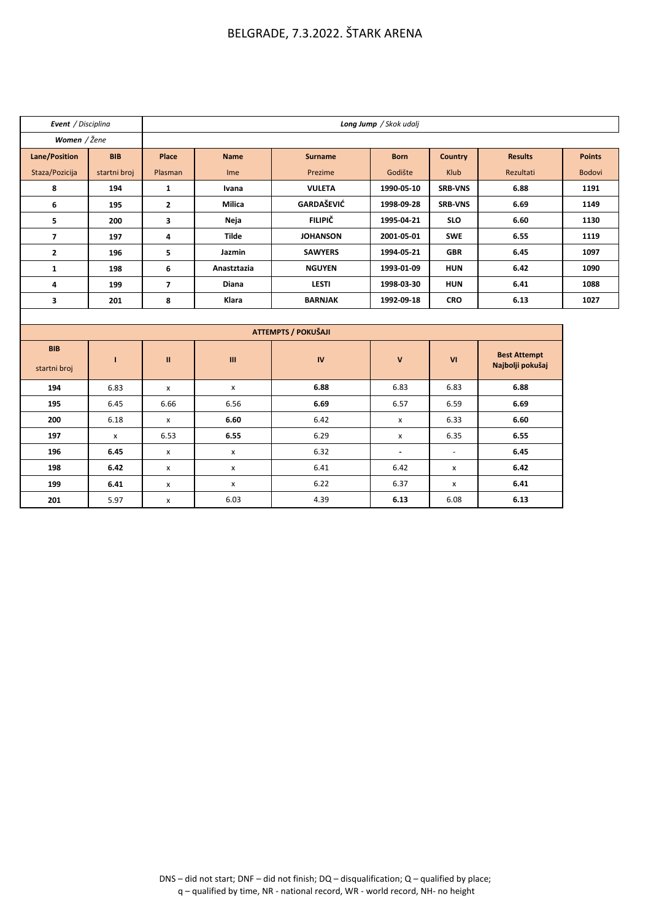# BELGRADE, 7.3.2022. ŠTARK ARENA

| ***Event** / Disciplina* | ***Long Jump** / Skok udalj* | | | | | | | |
|---|---|---|---|---|---|---|---|---|
| ***Women** / Žene* | | | | | | | | |
| **Lane/Position** Staza/Pozicija | **BIB** startni broj | **Place** Plasman | **Name** Ime | **Surname** Prezime | **Born** Godište | **Country** Klub | **Results** Rezultati | **Points** Bodovi |
| **8** | **194** | **1** | **Ivana** | **VULETA** | **1990-05-10** | **SRB-VNS** | **6.88** | **1191** |
| **6** | **195** | **2** | **Milica** | **GARDAŠEVIĆ** | **1998-09-28** | **SRB-VNS** | **6.69** | **1149** |
| **5** | **200** | **3** | **Neja** | **FILIPIČ** | **1995-04-21** | **SLO** | **6.60** | **1130** |
| **7** | **197** | **4** | **Tilde** | **JOHANSON** | **2001-05-01** | **SWE** | **6.55** | **1119** |
| **2** | **196** | **5** | **Jazmin** | **SAWYERS** | **1994-05-21** | **GBR** | **6.45** | **1097** |
| **1** | **198** | **6** | **Anastztazia** | **NGUYEN** | **1993-01-09** | **HUN** | **6.42** | **1090** |
| **4** | **199** | **7** | **Diana** | **LESTI** | **1998-03-30** | **HUN** | **6.41** | **1088** |
| **3** | **201** | **8** | **Klara** | **BARNJAK** | **1992-09-18** | **CRO** | **6.13** | **1027** |

**ATTEMPTS / POKUŠAJI**

| **BIB** startni broj | **I** | **II** | **III** | **IV** | **V** | **VI** | **Best Attempt Najbolji pokušaj** |
|---|---|---|---|---|---|---|---|
| **194** | 6.83 | x | x | **6.88** | 6.83 | 6.83 | **6.88** |
| **195** | 6.45 | 6.66 | 6.56 | **6.69** | 6.57 | 6.59 | **6.69** |
| **200** | 6.18 | x | **6.60** | 6.42 | x | 6.33 | **6.60** |
| **197** | x | 6.53 | **6.55** | 6.29 | x | 6.35 | **6.55** |
| **196** | **6.45** | x | x | 6.32 | - | - | **6.45** |
| **198** | **6.42** | x | x | 6.41 | 6.42 | x | **6.42** |
| **199** | **6.41** | x | x | 6.22 | 6.37 | x | **6.41** |
| **201** | 5.97 | x | 6.03 | 4.39 | **6.13** | 6.08 | **6.13** |

DNS – did not start; DNF – did not finish; DQ – disqualification; Q – qualified by place; q – qualified by time, NR - national record, WR - world record, NH- no height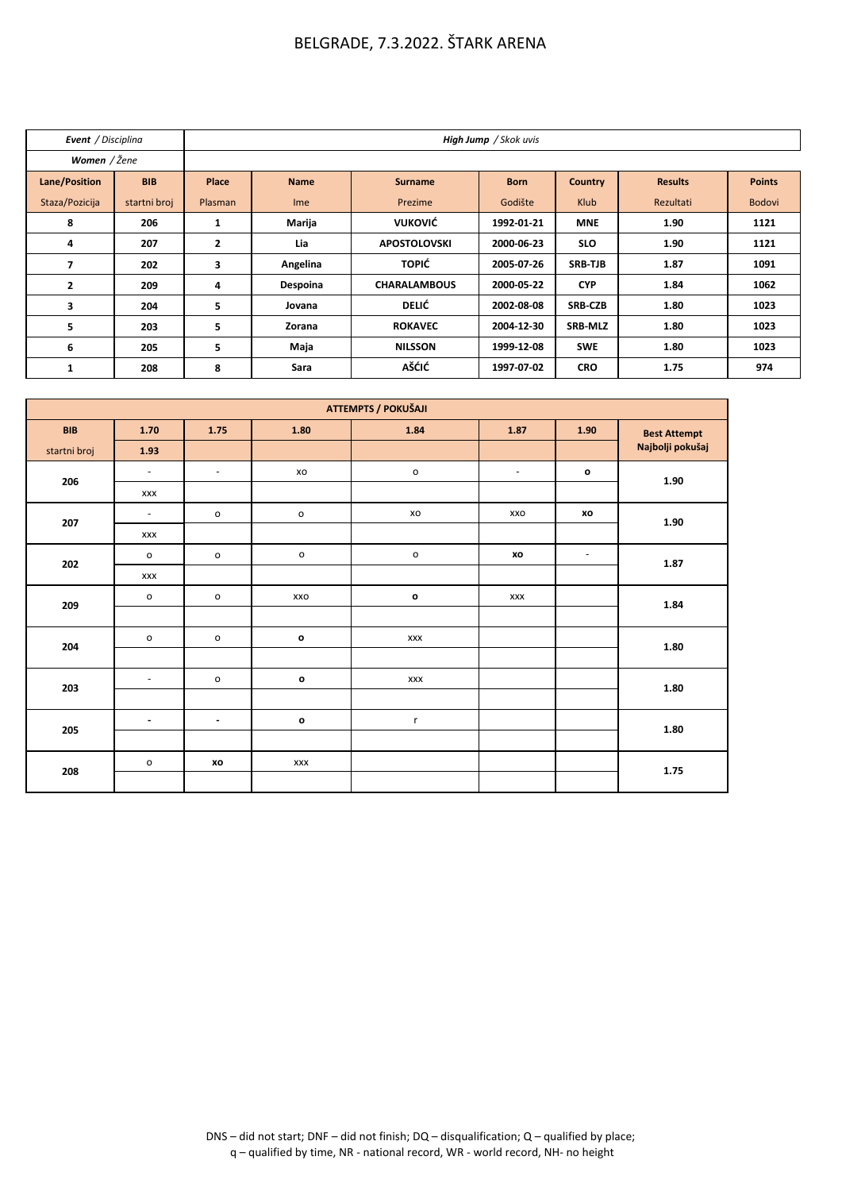# BELGRADE, 7.3.2022. ŠTARK ARENA

| ***Event*** */ Disciplina* | | ***High Jump*** */ Skok uvis* | | | | | | |
|---|---|---|---|---|---|---|---|---|
| ***Women*** */ Žene* | | | | | | | | |
| **Lane/Position** | **BIB** | **Place** | **Name** | **Surname** | **Born** | **Country** | **Results** | **Points** |
| Staza/Pozicija | startni broj | Plasman | Ime | Prezime | Godište | Klub | Rezultati | Bodovi |
| **8** | **206** | **1** | **Marija** | **VUKOVIĆ** | **1992-01-21** | **MNE** | **1.90** | **1121** |
| **4** | **207** | **2** | **Lia** | **APOSTOLOVSKI** | **2000-06-23** | **SLO** | **1.90** | **1121** |
| **7** | **202** | **3** | **Angelina** | **TOPIĆ** | **2005-07-26** | **SRB-TJB** | **1.87** | **1091** |
| **2** | **209** | **4** | **Despoina** | **CHARALAMBOUS** | **2000-05-22** | **CYP** | **1.84** | **1062** |
| **3** | **204** | **5** | **Jovana** | **DELIĆ** | **2002-08-08** | **SRB-CZB** | **1.80** | **1023** |
| **5** | **203** | **5** | **Zorana** | **ROKAVEC** | **2004-12-30** | **SRB-MLZ** | **1.80** | **1023** |
| **6** | **205** | **5** | **Maja** | **NILSSON** | **1999-12-08** | **SWE** | **1.80** | **1023** |
| **1** | **208** | **8** | **Sara** | **AŠĆIĆ** | **1997-07-02** | **CRO** | **1.75** | **974** |

| **ATTEMPTS / POKUŠAJI** | | | | | | | |
|---|---|---|---|---|---|---|---|
| **BIB** | **1.70** | **1.75** | **1.80** | **1.84** | **1.87** | **1.90** | **Best Attempt** |
| startni broj | **1.93** | | | | | | Najbolji pokušaj |
| **206** | - | - | xo | o | - | **o** | **1.90** |
| | xxx | | | | | | |
| **207** | - | o | o | xo | xxo | **xo** | **1.90** |
| | xxx | | | | | | |
| **202** | o | o | o | o | **xo** | - | **1.87** |
| | xxx | | | | | | |
| **209** | o | o | xxo | **o** | xxx | | **1.84** |
| | | | | | | | |
| **204** | o | o | **o** | xxx | | | **1.80** |
| | | | | | | | |
| **203** | - | o | **o** | xxx | | | **1.80** |
| | | | | | | | |
| **205** | - | - | **o** | r | | | **1.80** |
| | | | | | | | |
| **208** | o | **xo** | xxx | | | | **1.75** |
| | | | | | | | |

DNS – did not start; DNF – did not finish; DQ – disqualification; Q – qualified by place;
q – qualified by time, NR - national record, WR - world record, NH- no height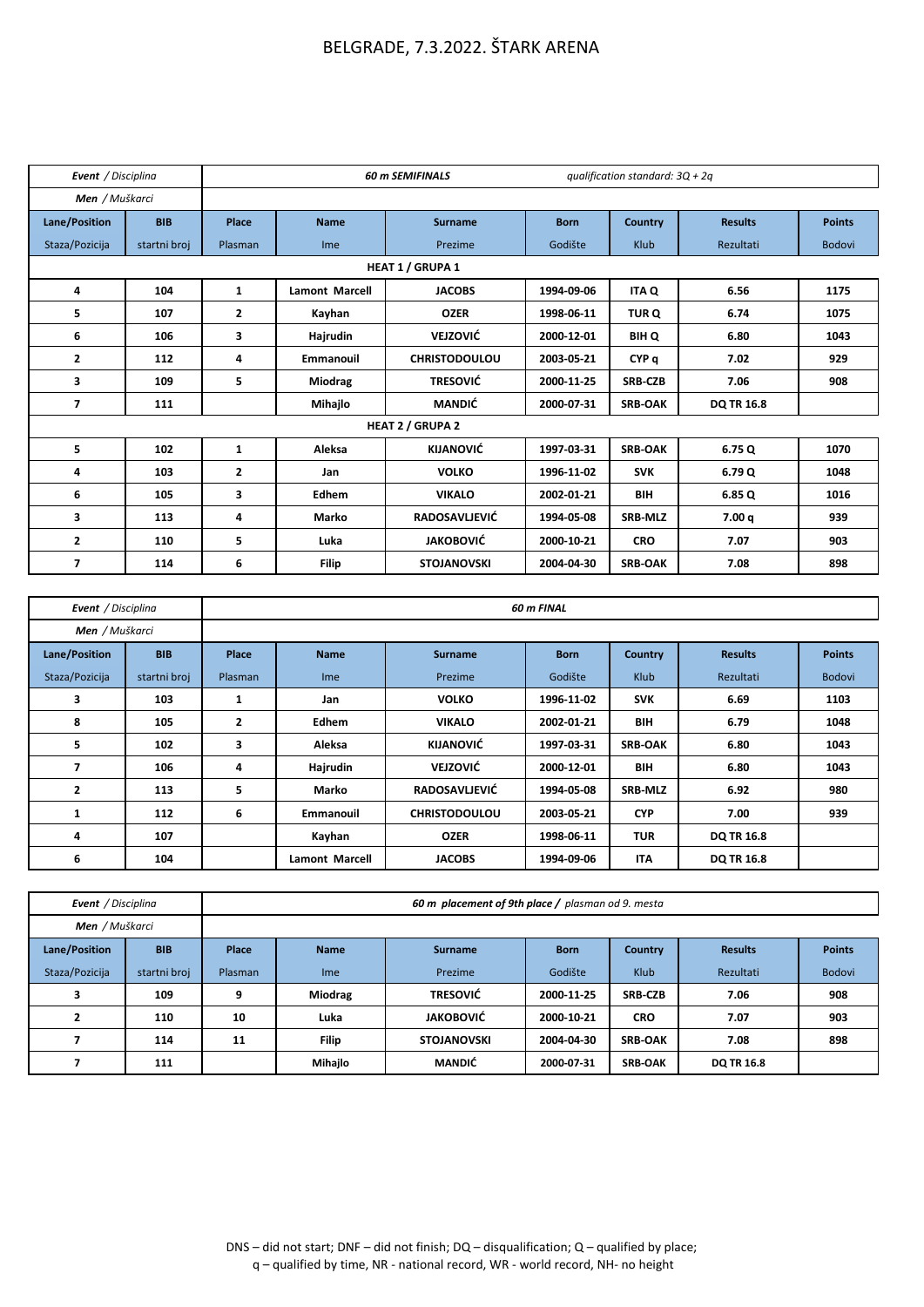# BELGRADE, 7.3.2022. ŠTARK ARENA

| ***Event** / Disciplina* | | ***60 m SEMIFINALS*** | | | | | *qualification standard: 3Q + 2q* | |
|---|---|---|---|---|---|---|---|---|
| ***Men** / Muškarci* | | | | | | | | |
| **Lane/Position** Staza/Pozicija | **BIB** startni broj | **Place** Plasman | **Name** Ime | **Surname** Prezime | **Born** Godište | **Country** Klub | **Results** Rezultati | **Points** Bodovi |
| | | | | **HEAT 1 / GRUPA 1** | | | | |
| **4** | **104** | **1** | **Lamont Marcell** | **JACOBS** | **1994-09-06** | **ITA Q** | **6.56** | **1175** |
| **5** | **107** | **2** | **Kayhan** | **OZER** | **1998-06-11** | **TUR Q** | **6.74** | **1075** |
| **6** | **106** | **3** | **Hajrudin** | **VEJZOVIĆ** | **2000-12-01** | **BIH Q** | **6.80** | **1043** |
| **2** | **112** | **4** | **Emmanouil** | **CHRISTODOULOU** | **2003-05-21** | **CYP q** | **7.02** | **929** |
| **3** | **109** | **5** | **Miodrag** | **TRESOVIĆ** | **2000-11-25** | **SRB-CZB** | **7.06** | **908** |
| **7** | **111** | | **Mihajlo** | **MANDIĆ** | **2000-07-31** | **SRB-OAK** | **DQ TR 16.8** | |
| | | | | **HEAT 2 / GRUPA 2** | | | | |
| **5** | **102** | **1** | **Aleksa** | **KIJANOVIĆ** | **1997-03-31** | **SRB-OAK** | **6.75 Q** | **1070** |
| **4** | **103** | **2** | **Jan** | **VOLKO** | **1996-11-02** | **SVK** | **6.79 Q** | **1048** |
| **6** | **105** | **3** | **Edhem** | **VIKALO** | **2002-01-21** | **BIH** | **6.85 Q** | **1016** |
| **3** | **113** | **4** | **Marko** | **RADOSAVLJEVIĆ** | **1994-05-08** | **SRB-MLZ** | **7.00 q** | **939** |
| **2** | **110** | **5** | **Luka** | **JAKOBOVIĆ** | **2000-10-21** | **CRO** | **7.07** | **903** |
| **7** | **114** | **6** | **Filip** | **STOJANOVSKI** | **2004-04-30** | **SRB-OAK** | **7.08** | **898** |

| ***Event** / Disciplina* | | ***60 m FINAL*** | | | | | | |
|---|---|---|---|---|---|---|---|---|
| ***Men** / Muškarci* | | | | | | | | |
| **Lane/Position** Staza/Pozicija | **BIB** startni broj | **Place** Plasman | **Name** Ime | **Surname** Prezime | **Born** Godište | **Country** Klub | **Results** Rezultati | **Points** Bodovi |
| **3** | **103** | **1** | **Jan** | **VOLKO** | **1996-11-02** | **SVK** | **6.69** | **1103** |
| **8** | **105** | **2** | **Edhem** | **VIKALO** | **2002-01-21** | **BIH** | **6.79** | **1048** |
| **5** | **102** | **3** | **Aleksa** | **KIJANOVIĆ** | **1997-03-31** | **SRB-OAK** | **6.80** | **1043** |
| **7** | **106** | **4** | **Hajrudin** | **VEJZOVIĆ** | **2000-12-01** | **BIH** | **6.80** | **1043** |
| **2** | **113** | **5** | **Marko** | **RADOSAVLJEVIĆ** | **1994-05-08** | **SRB-MLZ** | **6.92** | **980** |
| **1** | **112** | **6** | **Emmanouil** | **CHRISTODOULOU** | **2003-05-21** | **CYP** | **7.00** | **939** |
| **4** | **107** | | **Kayhan** | **OZER** | **1998-06-11** | **TUR** | **DQ TR 16.8** | |
| **6** | **104** | | **Lamont Marcell** | **JACOBS** | **1994-09-06** | **ITA** | **DQ TR 16.8** | |

| ***Event** / Disciplina* | | ***60 m placement of 9th place** / plasman od 9. mesta* | | | | | | |
|---|---|---|---|---|---|---|---|---|
| ***Men** / Muškarci* | | | | | | | | |
| **Lane/Position** Staza/Pozicija | **BIB** startni broj | **Place** Plasman | **Name** Ime | **Surname** Prezime | **Born** Godište | **Country** Klub | **Results** Rezultati | **Points** Bodovi |
| **3** | **109** | **9** | **Miodrag** | **TRESOVIĆ** | **2000-11-25** | **SRB-CZB** | **7.06** | **908** |
| **2** | **110** | **10** | **Luka** | **JAKOBOVIĆ** | **2000-10-21** | **CRO** | **7.07** | **903** |
| **7** | **114** | **11** | **Filip** | **STOJANOVSKI** | **2004-04-30** | **SRB-OAK** | **7.08** | **898** |
| **7** | **111** | | **Mihajlo** | **MANDIĆ** | **2000-07-31** | **SRB-OAK** | **DQ TR 16.8** | |

DNS – did not start; DNF – did not finish; DQ – disqualification; Q – qualified by place;
q – qualified by time, NR - national record, WR - world record, NH- no height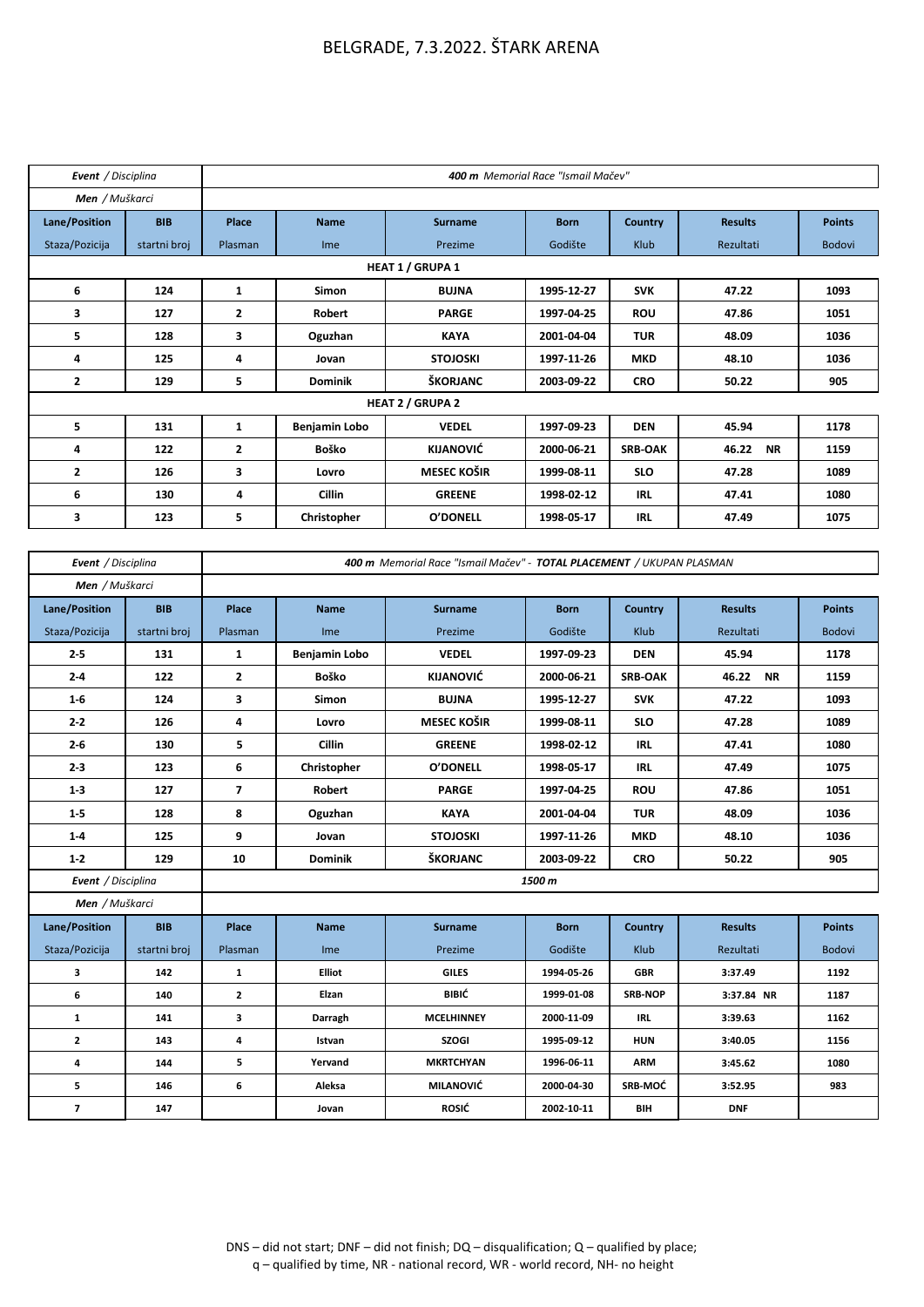# BELGRADE, 7.3.2022. ŠTARK ARENA

| *Event / Disciplina* | | ***400 m** Memorial Race "Ismail Mačev"* | | | | | | |
|---|---|---|---|---|---|---|---|---|
| ***Men** / Muškarci* | | | | | | | | |
| **Lane/Position** | **BIB** | **Place** | **Name** | **Surname** | **Born** | **Country** | **Results** | **Points** |
| Staza/Pozicija | startni broj | Plasman | Ime | Prezime | Godište | Klub | Rezultati | Bodovi |
| | | | | **HEAT 1 / GRUPA 1** | | | | |
| **6** | **124** | **1** | **Simon** | **BUJNA** | **1995-12-27** | **SVK** | **47.22** | **1093** |
| **3** | **127** | **2** | **Robert** | **PARGE** | **1997-04-25** | **ROU** | **47.86** | **1051** |
| **5** | **128** | **3** | **Oguzhan** | **KAYA** | **2001-04-04** | **TUR** | **48.09** | **1036** |
| **4** | **125** | **4** | **Jovan** | **STOJOSKI** | **1997-11-26** | **MKD** | **48.10** | **1036** |
| **2** | **129** | **5** | **Dominik** | **ŠKORJANC** | **2003-09-22** | **CRO** | **50.22** | **905** |
| | | | | **HEAT 2 / GRUPA 2** | | | | |
| **5** | **131** | **1** | **Benjamin Lobo** | **VEDEL** | **1997-09-23** | **DEN** | **45.94** | **1178** |
| **4** | **122** | **2** | **Boško** | **KIJANOVIĆ** | **2000-06-21** | **SRB-OAK** | **46.22 NR** | **1159** |
| **2** | **126** | **3** | **Lovro** | **MESEC KOŠIR** | **1999-08-11** | **SLO** | **47.28** | **1089** |
| **6** | **130** | **4** | **Cillin** | **GREENE** | **1998-02-12** | **IRL** | **47.41** | **1080** |
| **3** | **123** | **5** | **Christopher** | **O'DONELL** | **1998-05-17** | **IRL** | **47.49** | **1075** |

| *Event / Disciplina* | | ***400 m** Memorial Race "Ismail Mačev" - **TOTAL PLACEMENT** / UKUPAN PLASMAN* | | | | | | |
|---|---|---|---|---|---|---|---|---|
| ***Men** / Muškarci* | | | | | | | | |
| **Lane/Position** | **BIB** | **Place** | **Name** | **Surname** | **Born** | **Country** | **Results** | **Points** |
| Staza/Pozicija | startni broj | Plasman | Ime | Prezime | Godište | Klub | Rezultati | Bodovi |
| **2-5** | **131** | **1** | **Benjamin Lobo** | **VEDEL** | **1997-09-23** | **DEN** | **45.94** | **1178** |
| **2-4** | **122** | **2** | **Boško** | **KIJANOVIĆ** | **2000-06-21** | **SRB-OAK** | **46.22 NR** | **1159** |
| **1-6** | **124** | **3** | **Simon** | **BUJNA** | **1995-12-27** | **SVK** | **47.22** | **1093** |
| **2-2** | **126** | **4** | **Lovro** | **MESEC KOŠIR** | **1999-08-11** | **SLO** | **47.28** | **1089** |
| **2-6** | **130** | **5** | **Cillin** | **GREENE** | **1998-02-12** | **IRL** | **47.41** | **1080** |
| **2-3** | **123** | **6** | **Christopher** | **O'DONELL** | **1998-05-17** | **IRL** | **47.49** | **1075** |
| **1-3** | **127** | **7** | **Robert** | **PARGE** | **1997-04-25** | **ROU** | **47.86** | **1051** |
| **1-5** | **128** | **8** | **Oguzhan** | **KAYA** | **2001-04-04** | **TUR** | **48.09** | **1036** |
| **1-4** | **125** | **9** | **Jovan** | **STOJOSKI** | **1997-11-26** | **MKD** | **48.10** | **1036** |
| **1-2** | **129** | **10** | **Dominik** | **ŠKORJANC** | **2003-09-22** | **CRO** | **50.22** | **905** |

| *Event / Disciplina* | | ***1500 m*** | | | | | | |
|---|---|---|---|---|---|---|---|---|
| ***Men** / Muškarci* | | | | | | | | |
| **Lane/Position** | **BIB** | **Place** | **Name** | **Surname** | **Born** | **Country** | **Results** | **Points** |
| Staza/Pozicija | startni broj | Plasman | Ime | Prezime | Godište | Klub | Rezultati | Bodovi |
| **3** | **142** | **1** | **Elliot** | **GILES** | **1994-05-26** | **GBR** | **3:37.49** | **1192** |
| **6** | **140** | **2** | **Elzan** | **BIBIĆ** | **1999-01-08** | **SRB-NOP** | **3:37.84 NR** | **1187** |
| **1** | **141** | **3** | **Darragh** | **MCELHINNEY** | **2000-11-09** | **IRL** | **3:39.63** | **1162** |
| **2** | **143** | **4** | **Istvan** | **SZOGI** | **1995-09-12** | **HUN** | **3:40.05** | **1156** |
| **4** | **144** | **5** | **Yervand** | **MKRTCHYAN** | **1996-06-11** | **ARM** | **3:45.62** | **1080** |
| **5** | **146** | **6** | **Aleksa** | **MILANOVIĆ** | **2000-04-30** | **SRB-MOĆ** | **3:52.95** | **983** |
| **7** | **147** | | **Jovan** | **ROSIĆ** | **2002-10-11** | **BIH** | **DNF** | |

DNS – did not start; DNF – did not finish; DQ – disqualification; Q – qualified by place; q – qualified by time, NR - national record, WR - world record, NH- no height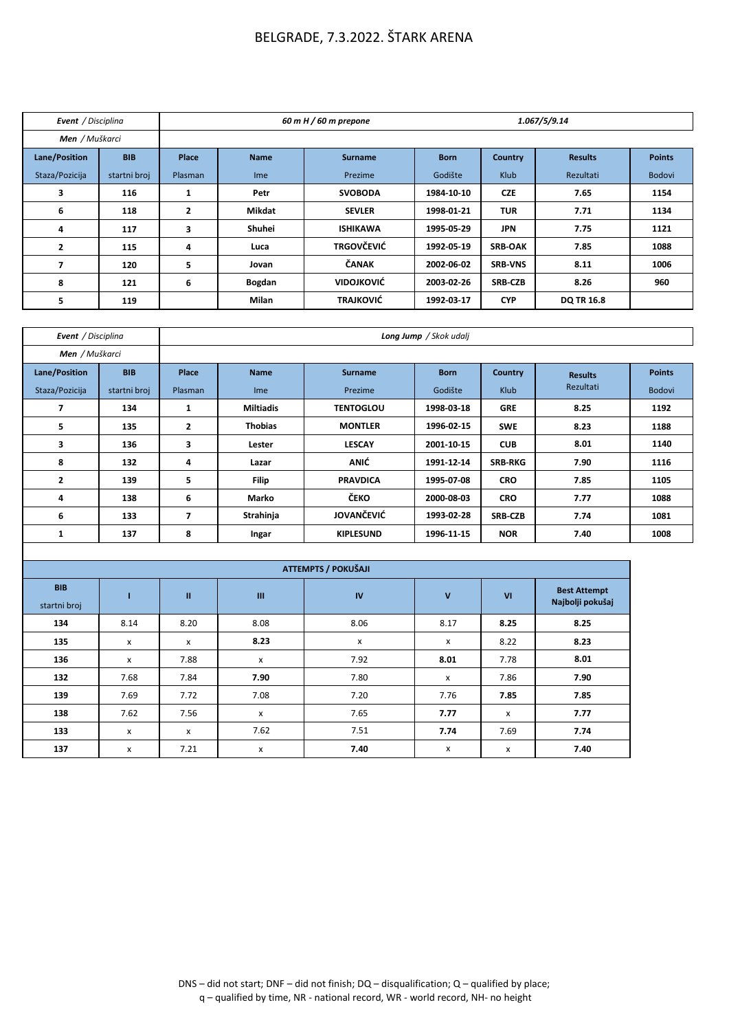BELGRADE, 7.3.2022. ŠTARK ARENA

| ***Event** / Disciplina* | | *60 m H / 60 m prepone* | | | | | *1.067/5/9.14* | |
|---|---|---|---|---|---|---|---|---|
| ***Men** / Muškarci* | | | | | | | | |
| **Lane/Position** Staza/Pozicija | **BIB** startni broj | **Place** Plasman | **Name** Ime | **Surname** Prezime | **Born** Godište | **Country** Klub | **Results** Rezultati | **Points** Bodovi |
| **3** | **116** | **1** | **Petr** | **SVOBODA** | **1984-10-10** | **CZE** | **7.65** | **1154** |
| **6** | **118** | **2** | **Mikdat** | **SEVLER** | **1998-01-21** | **TUR** | **7.71** | **1134** |
| **4** | **117** | **3** | **Shuhei** | **ISHIKAWA** | **1995-05-29** | **JPN** | **7.75** | **1121** |
| **2** | **115** | **4** | **Luca** | **TRGOVČEVIĆ** | **1992-05-19** | **SRB-OAK** | **7.85** | **1088** |
| **7** | **120** | **5** | **Jovan** | **ČANAK** | **2002-06-02** | **SRB-VNS** | **8.11** | **1006** |
| **8** | **121** | **6** | **Bogdan** | **VIDOJKOVIĆ** | **2003-02-26** | **SRB-CZB** | **8.26** | **960** |
| **5** | **119** | | **Milan** | **TRAJKOVIĆ** | **1992-03-17** | **CYP** | **DQ TR 16.8** | |

| ***Event** / Disciplina* | | ***Long Jump** / Skok udalj* | | | | | | |
|---|---|---|---|---|---|---|---|---|
| ***Men** / Muškarci* | | | | | | | | |
| **Lane/Position** Staza/Pozicija | **BIB** startni broj | **Place** Plasman | **Name** Ime | **Surname** Prezime | **Born** Godište | **Country** Klub | **Results** Rezultati | **Points** Bodovi |
| **7** | **134** | **1** | **Miltiadis** | **TENTOGLOU** | **1998-03-18** | **GRE** | **8.25** | **1192** |
| **5** | **135** | **2** | **Thobias** | **MONTLER** | **1996-02-15** | **SWE** | **8.23** | **1188** |
| **3** | **136** | **3** | **Lester** | **LESCAY** | **2001-10-15** | **CUB** | **8.01** | **1140** |
| **8** | **132** | **4** | **Lazar** | **ANIĆ** | **1991-12-14** | **SRB-RKG** | **7.90** | **1116** |
| **2** | **139** | **5** | **Filip** | **PRAVDICA** | **1995-07-08** | **CRO** | **7.85** | **1105** |
| **4** | **138** | **6** | **Marko** | **ČEKO** | **2000-08-03** | **CRO** | **7.77** | **1088** |
| **6** | **133** | **7** | **Strahinja** | **JOVANČEVIĆ** | **1993-02-28** | **SRB-CZB** | **7.74** | **1081** |
| **1** | **137** | **8** | **Ingar** | **KIPLESUND** | **1996-11-15** | **NOR** | **7.40** | **1008** |

| **ATTEMPTS / POKUŠAJI** | | | | | | | |
|---|---|---|---|---|---|---|---|
| **BIB** startni broj | **I** | **II** | **III** | **IV** | **V** | **VI** | **Best Attempt Najbolji pokušaj** |
| **134** | 8.14 | 8.20 | 8.08 | 8.06 | 8.17 | **8.25** | **8.25** |
| **135** | x | x | **8.23** | x | x | 8.22 | **8.23** |
| **136** | x | 7.88 | x | 7.92 | **8.01** | 7.78 | **8.01** |
| **132** | 7.68 | 7.84 | **7.90** | 7.80 | x | 7.86 | **7.90** |
| **139** | 7.69 | 7.72 | 7.08 | 7.20 | 7.76 | **7.85** | **7.85** |
| **138** | 7.62 | 7.56 | x | 7.65 | **7.77** | x | **7.77** |
| **133** | x | x | 7.62 | 7.51 | **7.74** | 7.69 | **7.74** |
| **137** | x | 7.21 | x | **7.40** | x | x | **7.40** |

DNS – did not start; DNF – did not finish; DQ – disqualification; Q – qualified by place; q – qualified by time, NR - national record, WR - world record, NH- no height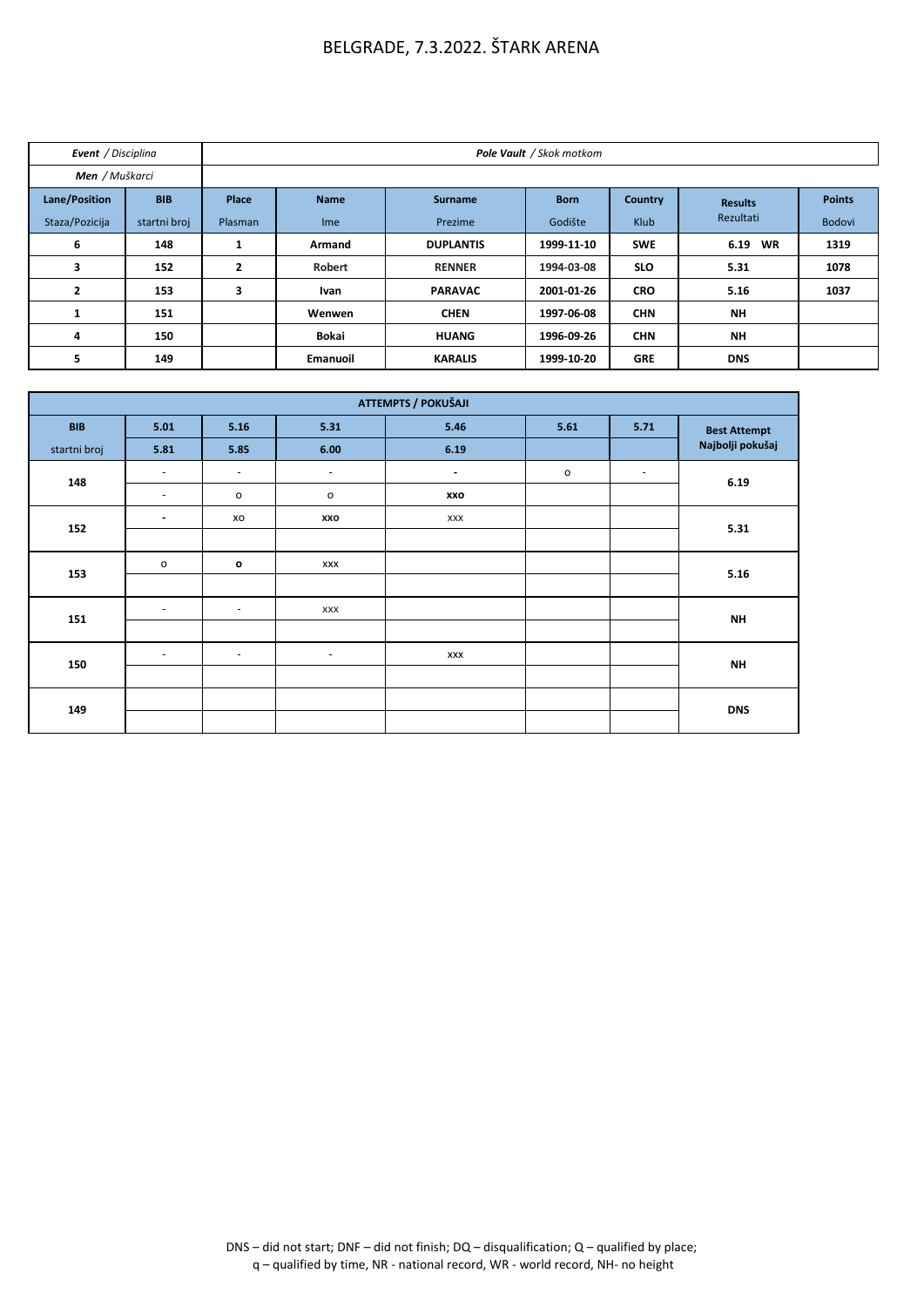# BELGRADE, 7.3.2022. ŠTARK ARENA

| ***Event*** */ Disciplina* | ***Pole Vault*** */ Skok motkom* | | | | | | | |
|---|---|---|---|---|---|---|---|---|
| ***Men*** */ Muškarci* | | | | | | | | |
| **Lane/Position** Staza/Pozicija | **BIB** startni broj | **Place** Plasman | **Name** Ime | **Surname** Prezime | **Born** Godište | **Country** Klub | **Results** Rezultati | **Points** Bodovi |
| **6** | **148** | **1** | **Armand** | **DUPLANTIS** | **1999-11-10** | **SWE** | **6.19 WR** | **1319** |
| **3** | **152** | **2** | **Robert** | **RENNER** | **1994-03-08** | **SLO** | **5.31** | **1078** |
| **2** | **153** | **3** | **Ivan** | **PARAVAC** | **2001-01-26** | **CRO** | **5.16** | **1037** |
| **1** | **151** | | **Wenwen** | **CHEN** | **1997-06-08** | **CHN** | **NH** | |
| **4** | **150** | | **Bokai** | **HUANG** | **1996-09-26** | **CHN** | **NH** | |
| **5** | **149** | | **Emanuoil** | **KARALIS** | **1999-10-20** | **GRE** | **DNS** | |

| **ATTEMPTS / POKUŠAJI** | | | | | | | |
|---|---|---|---|---|---|---|---|
| **BIB** startni broj | **5.01** / **5.81** | **5.16** / **5.85** | **5.31** / **6.00** | **5.46** / **6.19** | **5.61** | **5.71** | **Best Attempt** Najbolji pokušaj |
| **148** | - | - | - | **-** | o | - | **6.19** |
| | - | o | o | **xxo** | | | |
| **152** | **-** | xo | **xxo** | xxx | | | **5.31** |
| | | | | | | | |
| **153** | o | **o** | xxx | | | | **5.16** |
| | | | | | | | |
| **151** | - | - | xxx | | | | **NH** |
| | | | | | | | |
| **150** | - | - | - | xxx | | | **NH** |
| | | | | | | | |
| **149** | | | | | | | **DNS** |
| | | | | | | | |

DNS – did not start; DNF – did not finish; DQ – disqualification; Q – qualified by place;
q – qualified by time, NR - national record, WR - world record, NH- no height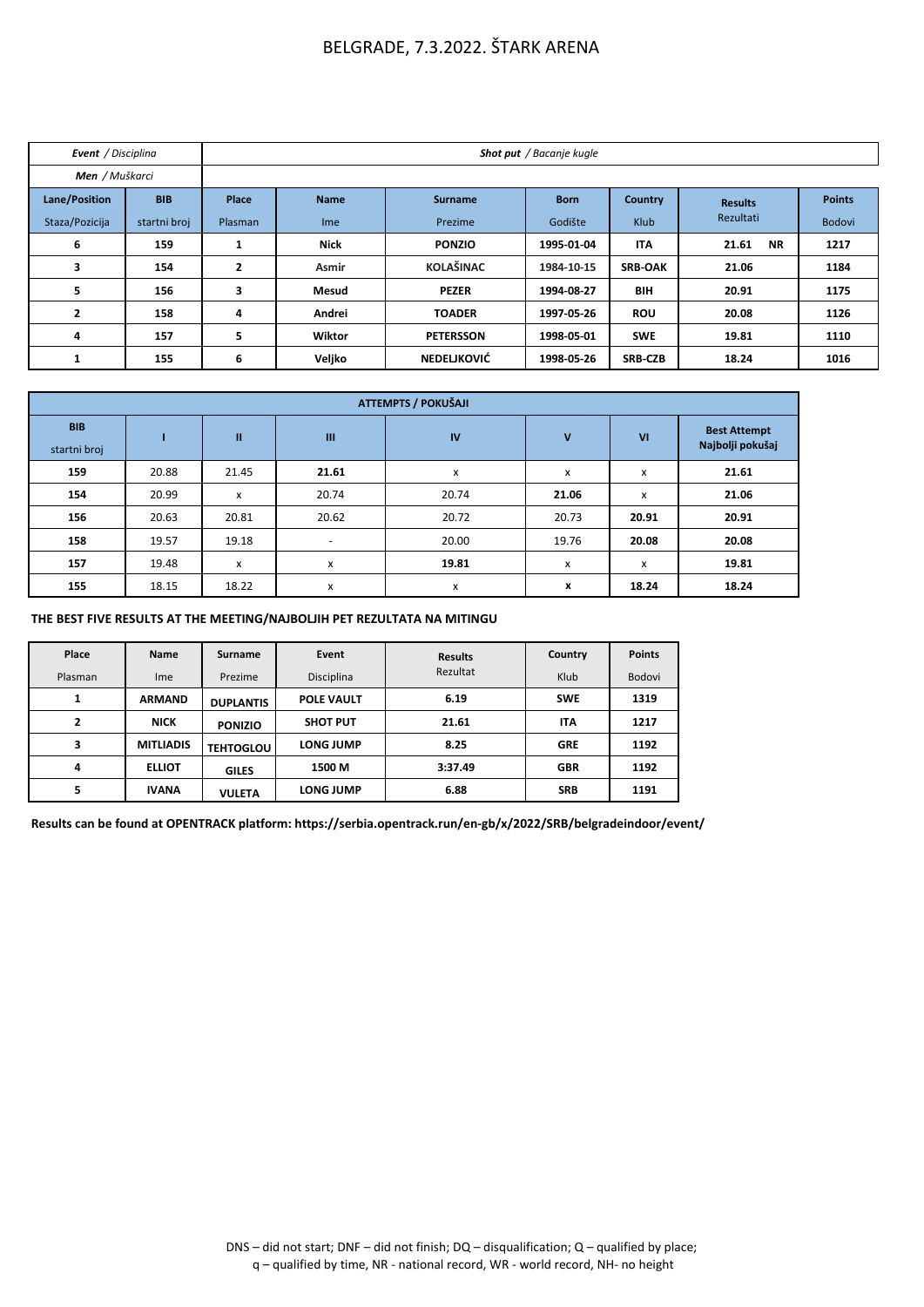BELGRADE, 7.3.2022. ŠTARK ARENA

| *Event / Disciplina* | *Shot put / Bacanje kugle* | | | | | | | |
|---|---|---|---|---|---|---|---|---|
| *Men / Muškarci* | | | | | | | | |
| Lane/Position Staza/Pozicija | BIB startni broj | Place Plasman | Name Ime | Surname Prezime | Born Godište | Country Klub | Results Rezultati | Points Bodovi |
| 6 | 159 | 1 | Nick | PONZIO | 1995-01-04 | ITA | 21.61 NR | 1217 |
| 3 | 154 | 2 | Asmir | KOLAŠINAC | 1984-10-15 | SRB-OAK | 21.06 | 1184 |
| 5 | 156 | 3 | Mesud | PEZER | 1994-08-27 | BIH | 20.91 | 1175 |
| 2 | 158 | 4 | Andrei | TOADER | 1997-05-26 | ROU | 20.08 | 1126 |
| 4 | 157 | 5 | Wiktor | PETERSSON | 1998-05-01 | SWE | 19.81 | 1110 |
| 1 | 155 | 6 | Veljko | NEDELJKOVIĆ | 1998-05-26 | SRB-CZB | 18.24 | 1016 |

| ATTEMPTS / POKUŠAJI | | | | | | | |
|---|---|---|---|---|---|---|---|
| BIB startni broj | I | II | III | IV | V | VI | Best Attempt Najbolji pokušaj |
| 159 | 20.88 | 21.45 | **21.61** | x | x | x | **21.61** |
| 154 | 20.99 | x | 20.74 | 20.74 | **21.06** | x | **21.06** |
| 156 | 20.63 | 20.81 | 20.62 | 20.72 | 20.73 | **20.91** | **20.91** |
| 158 | 19.57 | 19.18 | - | 20.00 | 19.76 | **20.08** | **20.08** |
| 157 | 19.48 | x | x | **19.81** | x | x | **19.81** |
| 155 | 18.15 | 18.22 | x | x | x | **18.24** | **18.24** |

**THE BEST FIVE RESULTS AT THE MEETING/NAJBOLJIH PET REZULTATA NA MITINGU**

| Place Plasman | Name Ime | Surname Prezime | Event Disciplina | Results Rezultat | Country Klub | Points Bodovi |
|---|---|---|---|---|---|---|
| 1 | ARMAND | DUPLANTIS | POLE VAULT | 6.19 | SWE | 1319 |
| 2 | NICK | PONZIO | SHOT PUT | 21.61 | ITA | 1217 |
| 3 | MITLIADIS | TEHTOGLOU | LONG JUMP | 8.25 | GRE | 1192 |
| 4 | ELLIOT | GILES | 1500 M | 3:37.49 | GBR | 1192 |
| 5 | IVANA | VULETA | LONG JUMP | 6.88 | SRB | 1191 |

**Results can be found at OPENTRACK platform: https://serbia.opentrack.run/en-gb/x/2022/SRB/belgradeindoor/event/**

DNS – did not start; DNF – did not finish; DQ – disqualification; Q – qualified by place; q – qualified by time, NR - national record, WR - world record, NH- no height